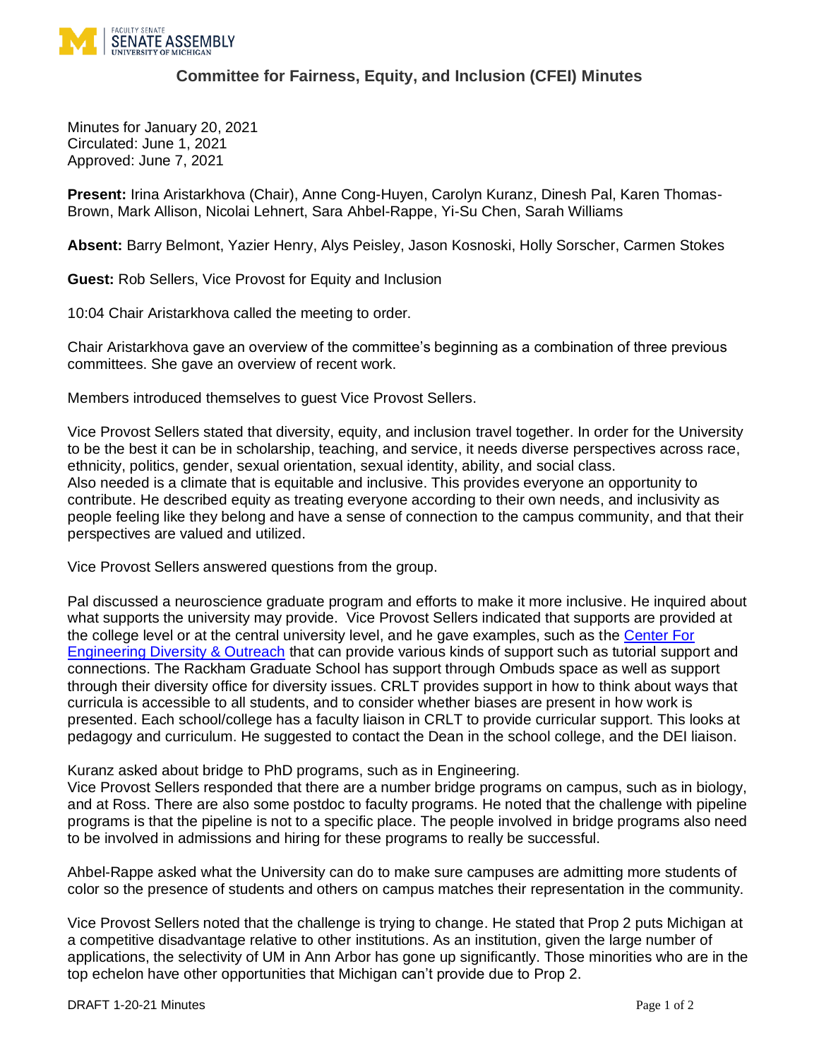# Committee for Fairness, Equity, and Inclusion (CFEI) Minutes

Minutes for January 20, 2021
Circulated: June 1, 2021
Approved: June 7, 2021

**Present:** Irina Aristarkhova (Chair), Anne Cong-Huyen, Carolyn Kuranz, Dinesh Pal, Karen Thomas-Brown, Mark Allison, Nicolai Lehnert, Sara Ahbel-Rappe, Yi-Su Chen, Sarah Williams

**Absent:** Barry Belmont, Yazier Henry, Alys Peisley, Jason Kosnoski, Holly Sorscher, Carmen Stokes

**Guest:** Rob Sellers, Vice Provost for Equity and Inclusion

10:04 Chair Aristarkhova called the meeting to order.

Chair Aristarkhova gave an overview of the committee's beginning as a combination of three previous committees. She gave an overview of recent work.

Members introduced themselves to guest Vice Provost Sellers.

Vice Provost Sellers stated that diversity, equity, and inclusion travel together. In order for the University to be the best it can be in scholarship, teaching, and service, it needs diverse perspectives across race, ethnicity, politics, gender, sexual orientation, sexual identity, ability, and social class.
Also needed is a climate that is equitable and inclusive. This provides everyone an opportunity to contribute. He described equity as treating everyone according to their own needs, and inclusivity as people feeling like they belong and have a sense of connection to the campus community, and that their perspectives are valued and utilized.

Vice Provost Sellers answered questions from the group.

Pal discussed a neuroscience graduate program and efforts to make it more inclusive. He inquired about what supports the university may provide. Vice Provost Sellers indicated that supports are provided at the college level or at the central university level, and he gave examples, such as the [Center For Engineering Diversity & Outreach] that can provide various kinds of support such as tutorial support and connections. The Rackham Graduate School has support through Ombuds space as well as support through their diversity office for diversity issues. CRLT provides support in how to think about ways that curricula is accessible to all students, and to consider whether biases are present in how work is presented. Each school/college has a faculty liaison in CRLT to provide curricular support. This looks at pedagogy and curriculum. He suggested to contact the Dean in the school college, and the DEI liaison.

Kuranz asked about bridge to PhD programs, such as in Engineering.
Vice Provost Sellers responded that there are a number bridge programs on campus, such as in biology, and at Ross. There are also some postdoc to faculty programs. He noted that the challenge with pipeline programs is that the pipeline is not to a specific place. The people involved in bridge programs also need to be involved in admissions and hiring for these programs to really be successful.

Ahbel-Rappe asked what the University can do to make sure campuses are admitting more students of color so the presence of students and others on campus matches their representation in the community.

Vice Provost Sellers noted that the challenge is trying to change. He stated that Prop 2 puts Michigan at a competitive disadvantage relative to other institutions. As an institution, given the large number of applications, the selectivity of UM in Ann Arbor has gone up significantly. Those minorities who are in the top echelon have other opportunities that Michigan can't provide due to Prop 2.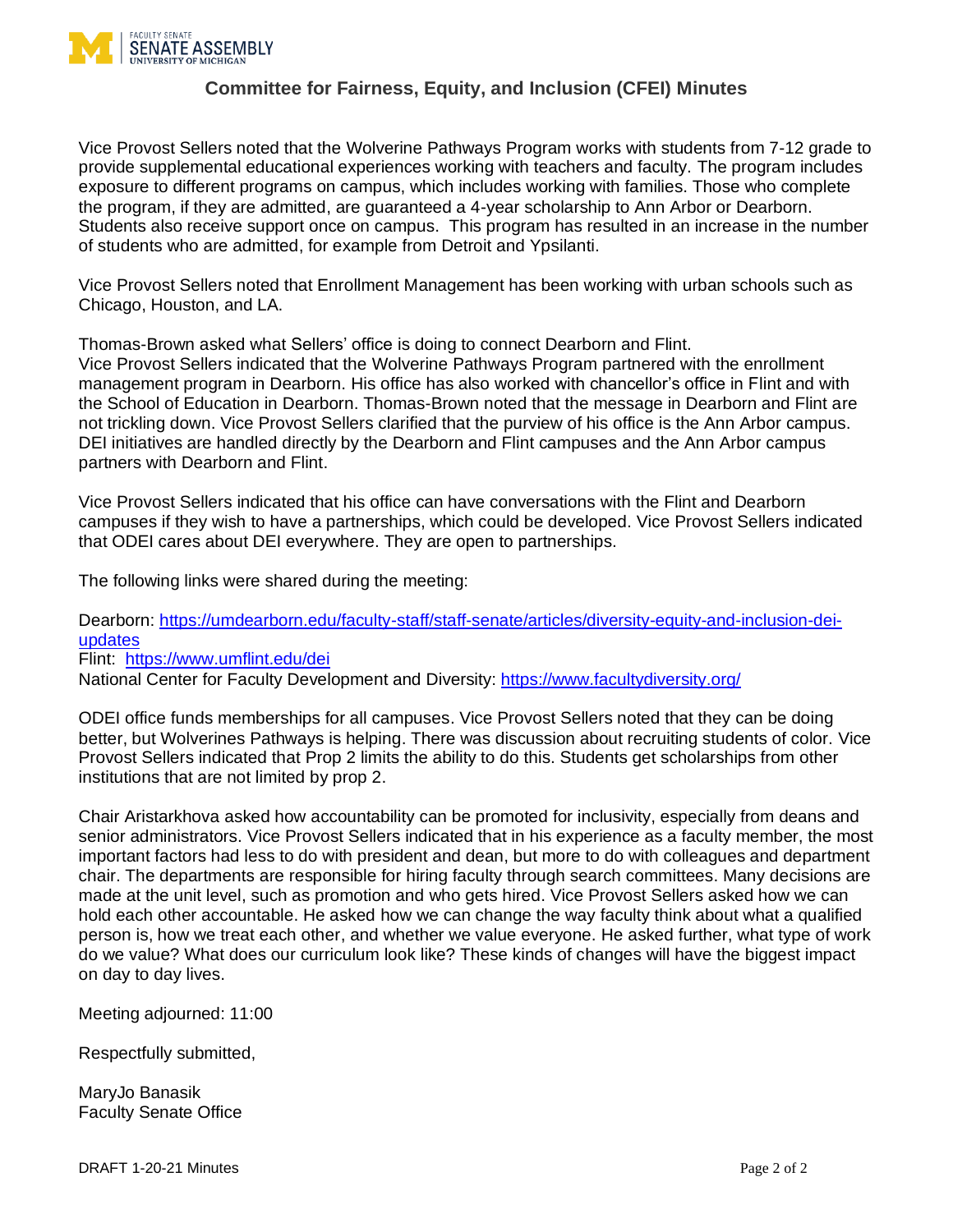## Committee for Fairness, Equity, and Inclusion (CFEI) Minutes

Vice Provost Sellers noted that the Wolverine Pathways Program works with students from 7-12 grade to provide supplemental educational experiences working with teachers and faculty. The program includes exposure to different programs on campus, which includes working with families. Those who complete the program, if they are admitted, are guaranteed a 4-year scholarship to Ann Arbor or Dearborn. Students also receive support once on campus. This program has resulted in an increase in the number of students who are admitted, for example from Detroit and Ypsilanti.

Vice Provost Sellers noted that Enrollment Management has been working with urban schools such as Chicago, Houston, and LA.

Thomas-Brown asked what Sellers' office is doing to connect Dearborn and Flint.
Vice Provost Sellers indicated that the Wolverine Pathways Program partnered with the enrollment management program in Dearborn. His office has also worked with chancellor's office in Flint and with the School of Education in Dearborn. Thomas-Brown noted that the message in Dearborn and Flint are not trickling down. Vice Provost Sellers clarified that the purview of his office is the Ann Arbor campus. DEI initiatives are handled directly by the Dearborn and Flint campuses and the Ann Arbor campus partners with Dearborn and Flint.

Vice Provost Sellers indicated that his office can have conversations with the Flint and Dearborn campuses if they wish to have a partnerships, which could be developed. Vice Provost Sellers indicated that ODEI cares about DEI everywhere. They are open to partnerships.

The following links were shared during the meeting:

Dearborn: https://umdearborn.edu/faculty-staff/staff-senate/articles/diversity-equity-and-inclusion-dei-updates
Flint: https://www.umflint.edu/dei
National Center for Faculty Development and Diversity: https://www.facultydiversity.org/

ODEI office funds memberships for all campuses. Vice Provost Sellers noted that they can be doing better, but Wolverines Pathways is helping. There was discussion about recruiting students of color. Vice Provost Sellers indicated that Prop 2 limits the ability to do this. Students get scholarships from other institutions that are not limited by prop 2.

Chair Aristarkhova asked how accountability can be promoted for inclusivity, especially from deans and senior administrators. Vice Provost Sellers indicated that in his experience as a faculty member, the most important factors had less to do with president and dean, but more to do with colleagues and department chair. The departments are responsible for hiring faculty through search committees. Many decisions are made at the unit level, such as promotion and who gets hired. Vice Provost Sellers asked how we can hold each other accountable. He asked how we can change the way faculty think about what a qualified person is, how we treat each other, and whether we value everyone. He asked further, what type of work do we value? What does our curriculum look like? These kinds of changes will have the biggest impact on day to day lives.

Meeting adjourned: 11:00

Respectfully submitted,

MaryJo Banasik
Faculty Senate Office

DRAFT 1-20-21 Minutes